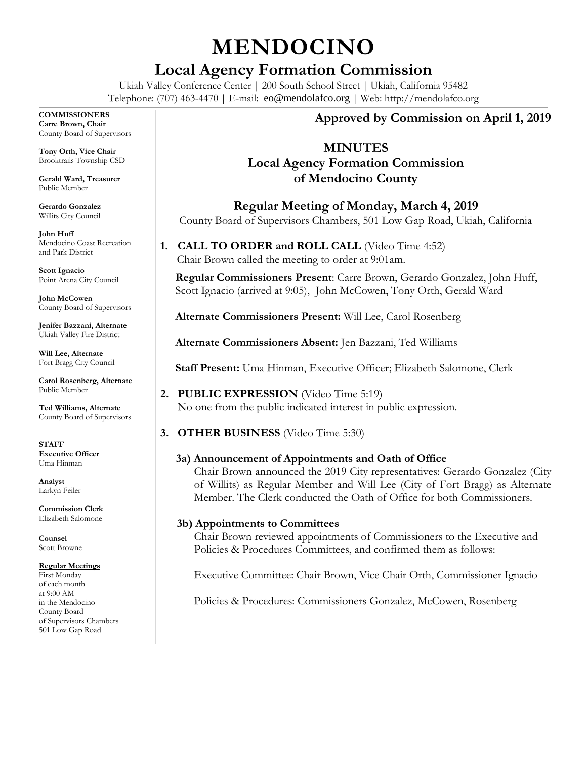# MENDOCINO

## Local Agency Formation Commission

Ukiah Valley Conference Center | 200 South School Street | Ukiah, California 95482
Telephone: (707) 463-4470 | E-mail: eo@mendolafco.org | Web: http://mendolafco.org

**COMMISSIONERS**

**Carre Brown, Chair**
County Board of Supervisors

**Tony Orth, Vice Chair**
Brooktrails Township CSD

**Gerald Ward, Treasurer**
Public Member

**Gerardo Gonzalez**
Willits City Council

**John Huff**
Mendocino Coast Recreation and Park District

**Scott Ignacio**
Point Arena City Council

**John McCowen**
County Board of Supervisors

**Jenifer Bazzani, Alternate**
Ukiah Valley Fire District

**Will Lee, Alternate**
Fort Bragg City Council

**Carol Rosenberg, Alternate**
Public Member

**Ted Williams, Alternate**
County Board of Supervisors

**STAFF**

**Executive Officer**
Uma Hinman

**Analyst**
Larkyn Feiler

**Commission Clerk**
Elizabeth Salomone

**Counsel**
Scott Browne

**Regular Meetings**
First Monday of each month at 9:00 AM in the Mendocino County Board of Supervisors Chambers 501 Low Gap Road

**Approved by Commission on April 1, 2019**

## MINUTES
## Local Agency Formation Commission of Mendocino County

### Regular Meeting of Monday, March 4, 2019

County Board of Supervisors Chambers, 501 Low Gap Road, Ukiah, California

1. **CALL TO ORDER and ROLL CALL** (Video Time 4:52)
   Chair Brown called the meeting to order at 9:01am.

   **Regular Commissioners Present**: Carre Brown, Gerardo Gonzalez, John Huff, Scott Ignacio (arrived at 9:05), John McCowen, Tony Orth, Gerald Ward

   **Alternate Commissioners Present:** Will Lee, Carol Rosenberg

   **Alternate Commissioners Absent:** Jen Bazzani, Ted Williams

   **Staff Present:** Uma Hinman, Executive Officer; Elizabeth Salomone, Clerk

2. **PUBLIC EXPRESSION** (Video Time 5:19)
   No one from the public indicated interest in public expression.

3. **OTHER BUSINESS** (Video Time 5:30)

   **3a) Announcement of Appointments and Oath of Office**
   Chair Brown announced the 2019 City representatives: Gerardo Gonzalez (City of Willits) as Regular Member and Will Lee (City of Fort Bragg) as Alternate Member. The Clerk conducted the Oath of Office for both Commissioners.

   **3b) Appointments to Committees**
   Chair Brown reviewed appointments of Commissioners to the Executive and Policies & Procedures Committees, and confirmed them as follows:

   Executive Committee: Chair Brown, Vice Chair Orth, Commissioner Ignacio

   Policies & Procedures: Commissioners Gonzalez, McCowen, Rosenberg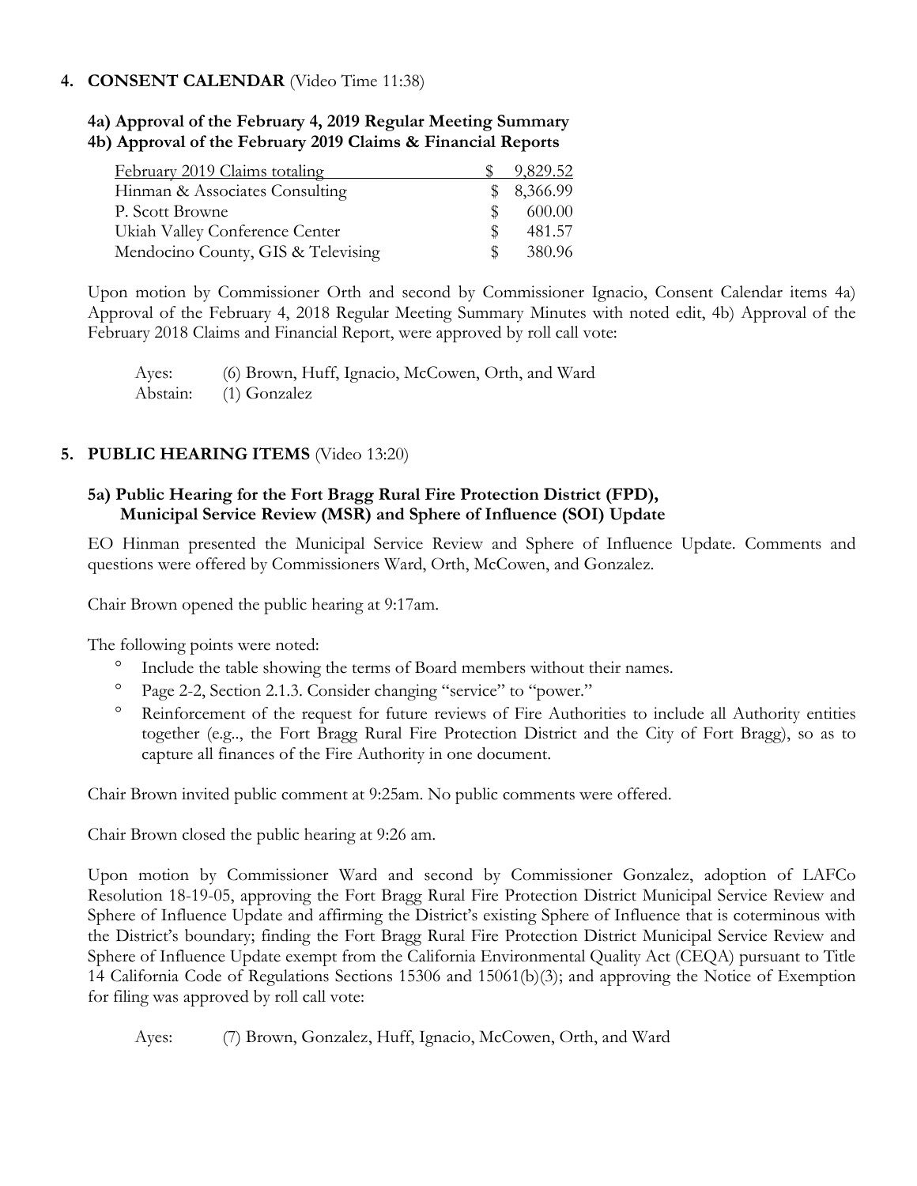## 4. CONSENT CALENDAR (Video Time 11:38)

### 4a) Approval of the February 4, 2019 Regular Meeting Summary
### 4b) Approval of the February 2019 Claims & Financial Reports

| February 2019 Claims totaling | $ 9,829.52 |
|---|---|
| Hinman & Associates Consulting | $ 8,366.99 |
| P. Scott Browne | $ 600.00 |
| Ukiah Valley Conference Center | $ 481.57 |
| Mendocino County, GIS & Televising | $ 380.96 |

Upon motion by Commissioner Orth and second by Commissioner Ignacio, Consent Calendar items 4a) Approval of the February 4, 2018 Regular Meeting Summary Minutes with noted edit, 4b) Approval of the February 2018 Claims and Financial Report, were approved by roll call vote:

Ayes: (6) Brown, Huff, Ignacio, McCowen, Orth, and Ward
Abstain: (1) Gonzalez

## 5. PUBLIC HEARING ITEMS (Video 13:20)

### 5a) Public Hearing for the Fort Bragg Rural Fire Protection District (FPD), Municipal Service Review (MSR) and Sphere of Influence (SOI) Update

EO Hinman presented the Municipal Service Review and Sphere of Influence Update. Comments and questions were offered by Commissioners Ward, Orth, McCowen, and Gonzalez.

Chair Brown opened the public hearing at 9:17am.

The following points were noted:

- Include the table showing the terms of Board members without their names.
- Page 2-2, Section 2.1.3. Consider changing "service" to "power."
- Reinforcement of the request for future reviews of Fire Authorities to include all Authority entities together (e.g.., the Fort Bragg Rural Fire Protection District and the City of Fort Bragg), so as to capture all finances of the Fire Authority in one document.

Chair Brown invited public comment at 9:25am. No public comments were offered.

Chair Brown closed the public hearing at 9:26 am.

Upon motion by Commissioner Ward and second by Commissioner Gonzalez, adoption of LAFCo Resolution 18-19-05, approving the Fort Bragg Rural Fire Protection District Municipal Service Review and Sphere of Influence Update and affirming the District's existing Sphere of Influence that is coterminous with the District's boundary; finding the Fort Bragg Rural Fire Protection District Municipal Service Review and Sphere of Influence Update exempt from the California Environmental Quality Act (CEQA) pursuant to Title 14 California Code of Regulations Sections 15306 and 15061(b)(3); and approving the Notice of Exemption for filing was approved by roll call vote:

Ayes: (7) Brown, Gonzalez, Huff, Ignacio, McCowen, Orth, and Ward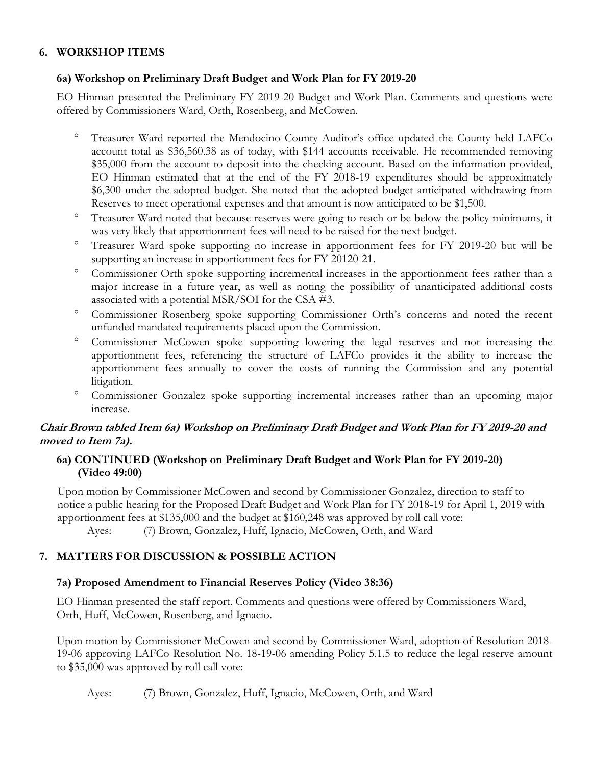## 6. WORKSHOP ITEMS

### 6a) Workshop on Preliminary Draft Budget and Work Plan for FY 2019-20

EO Hinman presented the Preliminary FY 2019-20 Budget and Work Plan. Comments and questions were offered by Commissioners Ward, Orth, Rosenberg, and McCowen.

- Treasurer Ward reported the Mendocino County Auditor's office updated the County held LAFCo account total as $36,560.38 as of today, with $144 accounts receivable. He recommended removing $35,000 from the account to deposit into the checking account. Based on the information provided, EO Hinman estimated that at the end of the FY 2018-19 expenditures should be approximately $6,300 under the adopted budget. She noted that the adopted budget anticipated withdrawing from Reserves to meet operational expenses and that amount is now anticipated to be $1,500.
- Treasurer Ward noted that because reserves were going to reach or be below the policy minimums, it was very likely that apportionment fees will need to be raised for the next budget.
- Treasurer Ward spoke supporting no increase in apportionment fees for FY 2019-20 but will be supporting an increase in apportionment fees for FY 20120-21.
- Commissioner Orth spoke supporting incremental increases in the apportionment fees rather than a major increase in a future year, as well as noting the possibility of unanticipated additional costs associated with a potential MSR/SOI for the CSA #3.
- Commissioner Rosenberg spoke supporting Commissioner Orth's concerns and noted the recent unfunded mandated requirements placed upon the Commission.
- Commissioner McCowen spoke supporting lowering the legal reserves and not increasing the apportionment fees, referencing the structure of LAFCo provides it the ability to increase the apportionment fees annually to cover the costs of running the Commission and any potential litigation.
- Commissioner Gonzalez spoke supporting incremental increases rather than an upcoming major increase.

***Chair Brown tabled Item 6a) Workshop on Preliminary Draft Budget and Work Plan for FY 2019-20 and moved to Item 7a).***

### 6a) CONTINUED (Workshop on Preliminary Draft Budget and Work Plan for FY 2019-20) (Video 49:00)

Upon motion by Commissioner McCowen and second by Commissioner Gonzalez, direction to staff to notice a public hearing for the Proposed Draft Budget and Work Plan for FY 2018-19 for April 1, 2019 with apportionment fees at $135,000 and the budget at $160,248 was approved by roll call vote:

Ayes: (7) Brown, Gonzalez, Huff, Ignacio, McCowen, Orth, and Ward

## 7. MATTERS FOR DISCUSSION & POSSIBLE ACTION

### 7a) Proposed Amendment to Financial Reserves Policy (Video 38:36)

EO Hinman presented the staff report. Comments and questions were offered by Commissioners Ward, Orth, Huff, McCowen, Rosenberg, and Ignacio.

Upon motion by Commissioner McCowen and second by Commissioner Ward, adoption of Resolution 2018-19-06 approving LAFCo Resolution No. 18-19-06 amending Policy 5.1.5 to reduce the legal reserve amount to $35,000 was approved by roll call vote:

Ayes: (7) Brown, Gonzalez, Huff, Ignacio, McCowen, Orth, and Ward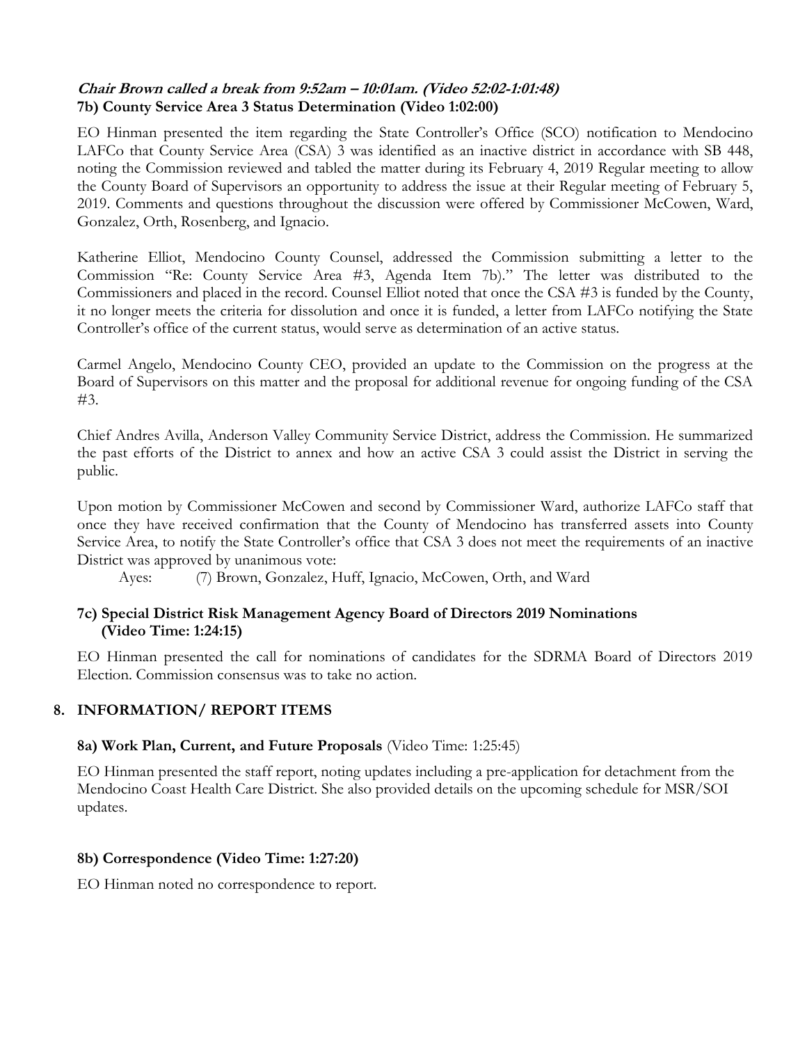***Chair Brown called a break from 9:52am – 10:01am. (Video 52:02-1:01:48)***
**7b) County Service Area 3 Status Determination (Video 1:02:00)**

EO Hinman presented the item regarding the State Controller's Office (SCO) notification to Mendocino LAFCo that County Service Area (CSA) 3 was identified as an inactive district in accordance with SB 448, noting the Commission reviewed and tabled the matter during its February 4, 2019 Regular meeting to allow the County Board of Supervisors an opportunity to address the issue at their Regular meeting of February 5, 2019. Comments and questions throughout the discussion were offered by Commissioner McCowen, Ward, Gonzalez, Orth, Rosenberg, and Ignacio.

Katherine Elliot, Mendocino County Counsel, addressed the Commission submitting a letter to the Commission "Re: County Service Area #3, Agenda Item 7b)." The letter was distributed to the Commissioners and placed in the record. Counsel Elliot noted that once the CSA #3 is funded by the County, it no longer meets the criteria for dissolution and once it is funded, a letter from LAFCo notifying the State Controller's office of the current status, would serve as determination of an active status.

Carmel Angelo, Mendocino County CEO, provided an update to the Commission on the progress at the Board of Supervisors on this matter and the proposal for additional revenue for ongoing funding of the CSA #3.

Chief Andres Avilla, Anderson Valley Community Service District, address the Commission. He summarized the past efforts of the District to annex and how an active CSA 3 could assist the District in serving the public.

Upon motion by Commissioner McCowen and second by Commissioner Ward, authorize LAFCo staff that once they have received confirmation that the County of Mendocino has transferred assets into County Service Area, to notify the State Controller's office that CSA 3 does not meet the requirements of an inactive District was approved by unanimous vote:

Ayes: (7) Brown, Gonzalez, Huff, Ignacio, McCowen, Orth, and Ward

**7c) Special District Risk Management Agency Board of Directors 2019 Nominations (Video Time: 1:24:15)**

EO Hinman presented the call for nominations of candidates for the SDRMA Board of Directors 2019 Election. Commission consensus was to take no action.

## 8. INFORMATION/ REPORT ITEMS

**8a) Work Plan, Current, and Future Proposals** (Video Time: 1:25:45)

EO Hinman presented the staff report, noting updates including a pre-application for detachment from the Mendocino Coast Health Care District. She also provided details on the upcoming schedule for MSR/SOI updates.

**8b) Correspondence (Video Time: 1:27:20)**

EO Hinman noted no correspondence to report.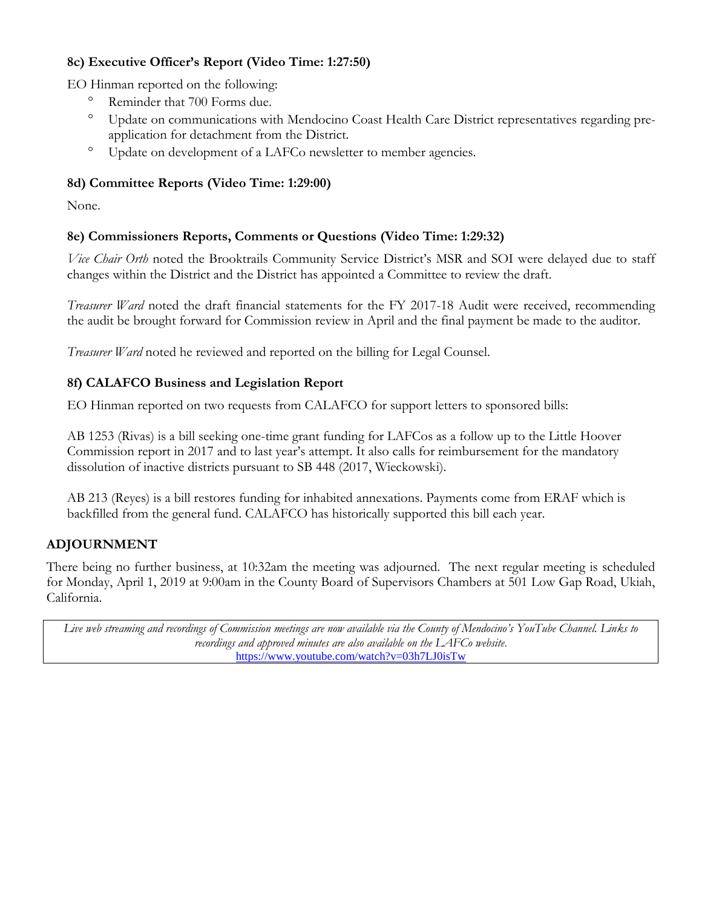### 8c) Executive Officer's Report (Video Time: 1:27:50)

EO Hinman reported on the following:

- Reminder that 700 Forms due.
- Update on communications with Mendocino Coast Health Care District representatives regarding pre-application for detachment from the District.
- Update on development of a LAFCo newsletter to member agencies.

### 8d) Committee Reports (Video Time: 1:29:00)

None.

### 8e) Commissioners Reports, Comments or Questions (Video Time: 1:29:32)

*Vice Chair Orth* noted the Brooktrails Community Service District's MSR and SOI were delayed due to staff changes within the District and the District has appointed a Committee to review the draft.

*Treasurer Ward* noted the draft financial statements for the FY 2017-18 Audit were received, recommending the audit be brought forward for Commission review in April and the final payment be made to the auditor.

*Treasurer Ward* noted he reviewed and reported on the billing for Legal Counsel.

### 8f) CALAFCO Business and Legislation Report

EO Hinman reported on two requests from CALAFCO for support letters to sponsored bills:

AB 1253 (Rivas) is a bill seeking one-time grant funding for LAFCos as a follow up to the Little Hoover Commission report in 2017 and to last year's attempt. It also calls for reimbursement for the mandatory dissolution of inactive districts pursuant to SB 448 (2017, Wieckowski).

AB 213 (Reyes) is a bill restores funding for inhabited annexations. Payments come from ERAF which is backfilled from the general fund. CALAFCO has historically supported this bill each year.

## ADJOURNMENT

There being no further business, at 10:32am the meeting was adjourned. The next regular meeting is scheduled for Monday, April 1, 2019 at 9:00am in the County Board of Supervisors Chambers at 501 Low Gap Road, Ukiah, California.

*Live web streaming and recordings of Commission meetings are now available via the County of Mendocino's YouTube Channel. Links to recordings and approved minutes are also available on the LAFCo website.*
https://www.youtube.com/watch?v=03h7LJ0isTw